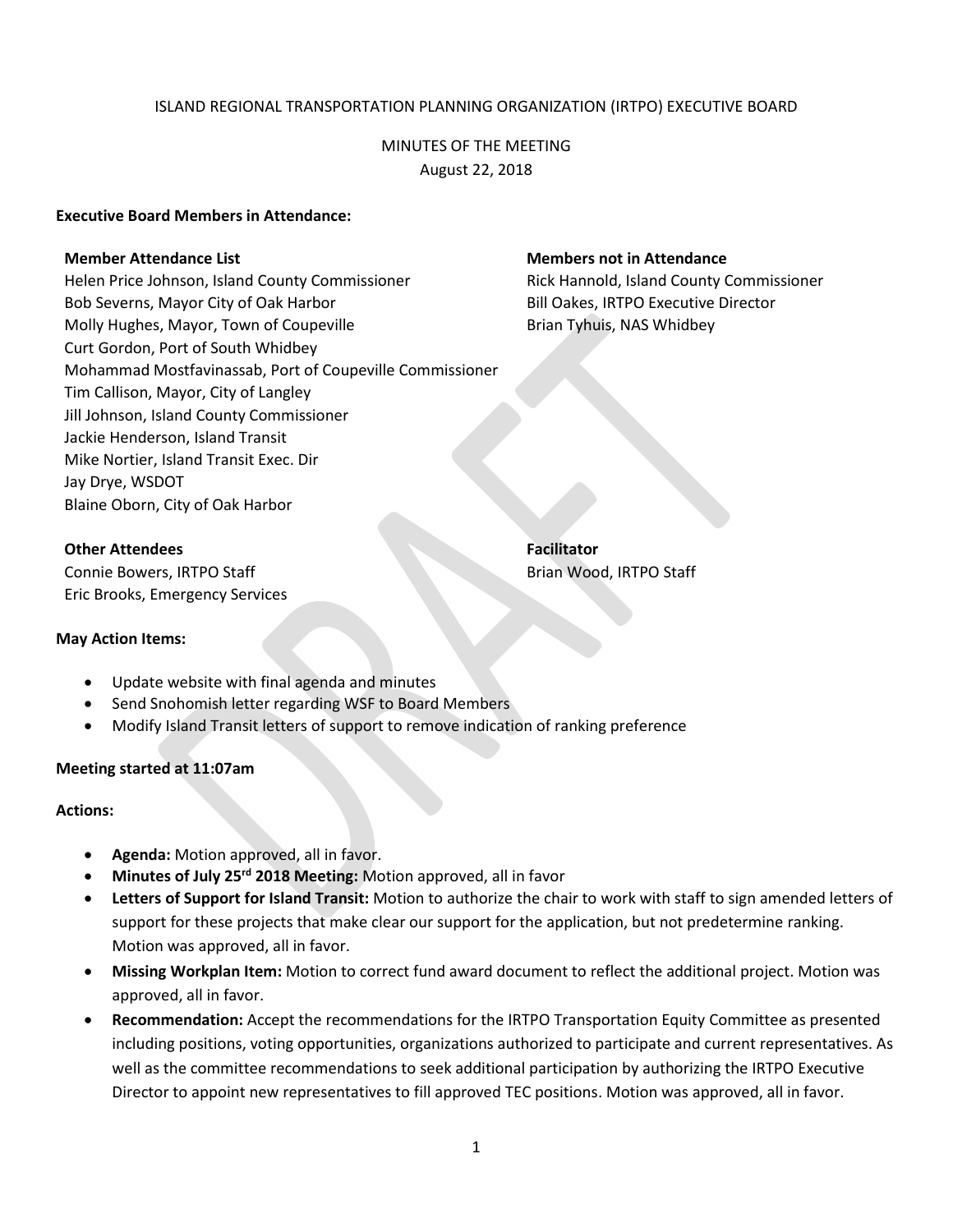ISLAND REGIONAL TRANSPORTATION PLANNING ORGANIZATION (IRTPO) EXECUTIVE BOARD

MINUTES OF THE MEETING
August 22, 2018

**Executive Board Members in Attendance:**

**Member Attendance List**
Helen Price Johnson, Island County Commissioner
Bob Severns, Mayor City of Oak Harbor
Molly Hughes, Mayor, Town of Coupeville
Curt Gordon, Port of South Whidbey
Mohammad Mostfavinassab, Port of Coupeville Commissioner
Tim Callison, Mayor, City of Langley
Jill Johnson, Island County Commissioner
Jackie Henderson, Island Transit
Mike Nortier, Island Transit Exec. Dir
Jay Drye, WSDOT
Blaine Oborn, City of Oak Harbor

**Members not in Attendance**
Rick Hannold, Island County Commissioner
Bill Oakes, IRTPO Executive Director
Brian Tyhuis, NAS Whidbey

**Other Attendees**
Connie Bowers, IRTPO Staff
Eric Brooks, Emergency Services

**Facilitator**
Brian Wood, IRTPO Staff

**May Action Items:**

- Update website with final agenda and minutes
- Send Snohomish letter regarding WSF to Board Members
- Modify Island Transit letters of support to remove indication of ranking preference

**Meeting started at 11:07am**

**Actions:**

- **Agenda:** Motion approved, all in favor.
- **Minutes of July 25rd 2018 Meeting:** Motion approved, all in favor
- **Letters of Support for Island Transit:** Motion to authorize the chair to work with staff to sign amended letters of support for these projects that make clear our support for the application, but not predetermine ranking. Motion was approved, all in favor.
- **Missing Workplan Item:** Motion to correct fund award document to reflect the additional project. Motion was approved, all in favor.
- **Recommendation:** Accept the recommendations for the IRTPO Transportation Equity Committee as presented including positions, voting opportunities, organizations authorized to participate and current representatives. As well as the committee recommendations to seek additional participation by authorizing the IRTPO Executive Director to appoint new representatives to fill approved TEC positions. Motion was approved, all in favor.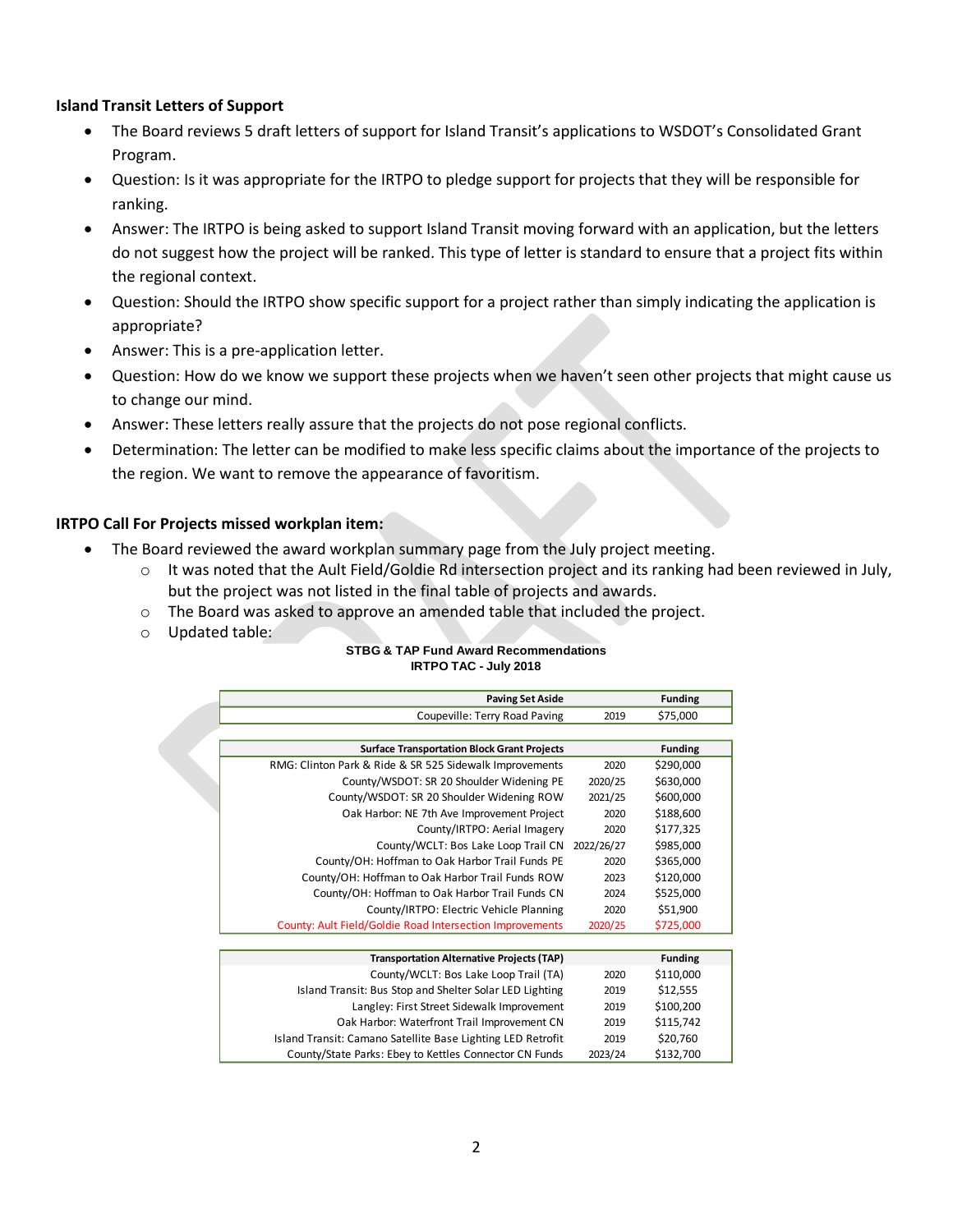**Island Transit Letters of Support**

- The Board reviews 5 draft letters of support for Island Transit's applications to WSDOT's Consolidated Grant Program.
- Question: Is it was appropriate for the IRTPO to pledge support for projects that they will be responsible for ranking.
- Answer: The IRTPO is being asked to support Island Transit moving forward with an application, but the letters do not suggest how the project will be ranked. This type of letter is standard to ensure that a project fits within the regional context.
- Question: Should the IRTPO show specific support for a project rather than simply indicating the application is appropriate?
- Answer: This is a pre-application letter.
- Question: How do we know we support these projects when we haven't seen other projects that might cause us to change our mind.
- Answer: These letters really assure that the projects do not pose regional conflicts.
- Determination: The letter can be modified to make less specific claims about the importance of the projects to the region. We want to remove the appearance of favoritism.

**IRTPO Call For Projects missed workplan item:**

- The Board reviewed the award workplan summary page from the July project meeting.
  - It was noted that the Ault Field/Goldie Rd intersection project and its ranking had been reviewed in July, but the project was not listed in the final table of projects and awards.
  - The Board was asked to approve an amended table that included the project.
  - Updated table:

**STBG & TAP Fund Award Recommendations**
**IRTPO TAC - July 2018**

| Paving Set Aside | | Funding |
|---|---|---|
| Coupeville: Terry Road Paving | 2019 | $75,000 |

| Surface Transportation Block Grant Projects | | Funding |
|---|---|---|
| RMG: Clinton Park & Ride & SR 525 Sidewalk Improvements | 2020 | $290,000 |
| County/WSDOT: SR 20 Shoulder Widening PE | 2020/25 | $630,000 |
| County/WSDOT: SR 20 Shoulder Widening ROW | 2021/25 | $600,000 |
| Oak Harbor: NE 7th Ave Improvement Project | 2020 | $188,600 |
| County/IRTPO: Aerial Imagery | 2020 | $177,325 |
| County/WCLT: Bos Lake Loop Trail CN | 2022/26/27 | $985,000 |
| County/OH: Hoffman to Oak Harbor Trail Funds PE | 2020 | $365,000 |
| County/OH: Hoffman to Oak Harbor Trail Funds ROW | 2023 | $120,000 |
| County/OH: Hoffman to Oak Harbor Trail Funds CN | 2024 | $525,000 |
| County/IRTPO: Electric Vehicle Planning | 2020 | $51,900 |
| County: Ault Field/Goldie Road Intersection Improvements | 2020/25 | $725,000 |

| Transportation Alternative Projects (TAP) | | Funding |
|---|---|---|
| County/WCLT: Bos Lake Loop Trail (TA) | 2020 | $110,000 |
| Island Transit: Bus Stop and Shelter Solar LED Lighting | 2019 | $12,555 |
| Langley: First Street Sidewalk Improvement | 2019 | $100,200 |
| Oak Harbor: Waterfront Trail Improvement CN | 2019 | $115,742 |
| Island Transit: Camano Satellite Base Lighting LED Retrofit | 2019 | $20,760 |
| County/State Parks: Ebey to Kettles Connector CN Funds | 2023/24 | $132,700 |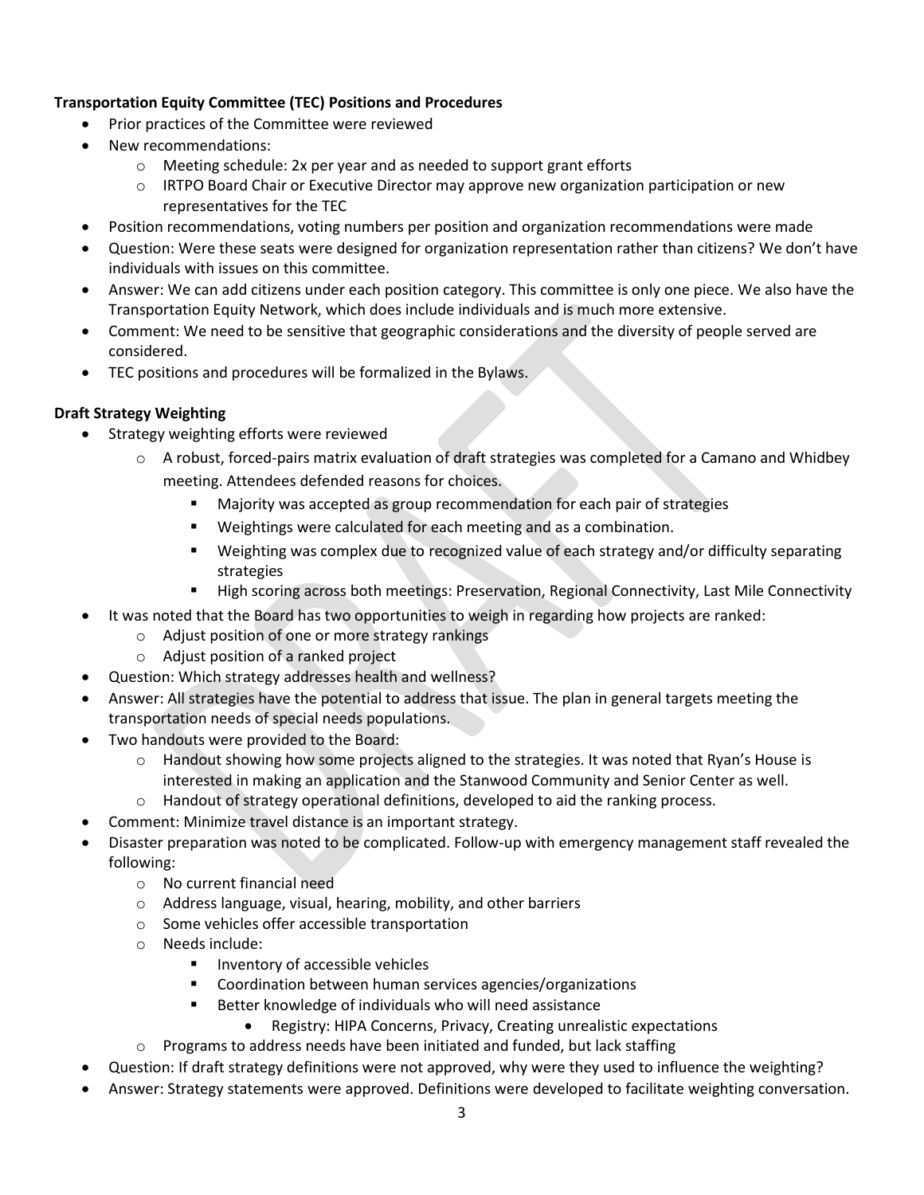**Transportation Equity Committee (TEC) Positions and Procedures**

- Prior practices of the Committee were reviewed
- New recommendations:
  - Meeting schedule: 2x per year and as needed to support grant efforts
  - IRTPO Board Chair or Executive Director may approve new organization participation or new representatives for the TEC
- Position recommendations, voting numbers per position and organization recommendations were made
- Question: Were these seats were designed for organization representation rather than citizens? We don't have individuals with issues on this committee.
- Answer: We can add citizens under each position category. This committee is only one piece. We also have the Transportation Equity Network, which does include individuals and is much more extensive.
- Comment: We need to be sensitive that geographic considerations and the diversity of people served are considered.
- TEC positions and procedures will be formalized in the Bylaws.

**Draft Strategy Weighting**

- Strategy weighting efforts were reviewed
  - A robust, forced-pairs matrix evaluation of draft strategies was completed for a Camano and Whidbey meeting. Attendees defended reasons for choices.
    - Majority was accepted as group recommendation for each pair of strategies
    - Weightings were calculated for each meeting and as a combination.
    - Weighting was complex due to recognized value of each strategy and/or difficulty separating strategies
    - High scoring across both meetings: Preservation, Regional Connectivity, Last Mile Connectivity
- It was noted that the Board has two opportunities to weigh in regarding how projects are ranked:
  - Adjust position of one or more strategy rankings
  - Adjust position of a ranked project
- Question: Which strategy addresses health and wellness?
- Answer: All strategies have the potential to address that issue. The plan in general targets meeting the transportation needs of special needs populations.
- Two handouts were provided to the Board:
  - Handout showing how some projects aligned to the strategies. It was noted that Ryan's House is interested in making an application and the Stanwood Community and Senior Center as well.
  - Handout of strategy operational definitions, developed to aid the ranking process.
- Comment: Minimize travel distance is an important strategy.
- Disaster preparation was noted to be complicated. Follow-up with emergency management staff revealed the following:
  - No current financial need
  - Address language, visual, hearing, mobility, and other barriers
  - Some vehicles offer accessible transportation
  - Needs include:
    - Inventory of accessible vehicles
    - Coordination between human services agencies/organizations
    - Better knowledge of individuals who will need assistance
      - Registry: HIPA Concerns, Privacy, Creating unrealistic expectations
  - Programs to address needs have been initiated and funded, but lack staffing
- Question: If draft strategy definitions were not approved, why were they used to influence the weighting?
- Answer: Strategy statements were approved. Definitions were developed to facilitate weighting conversation.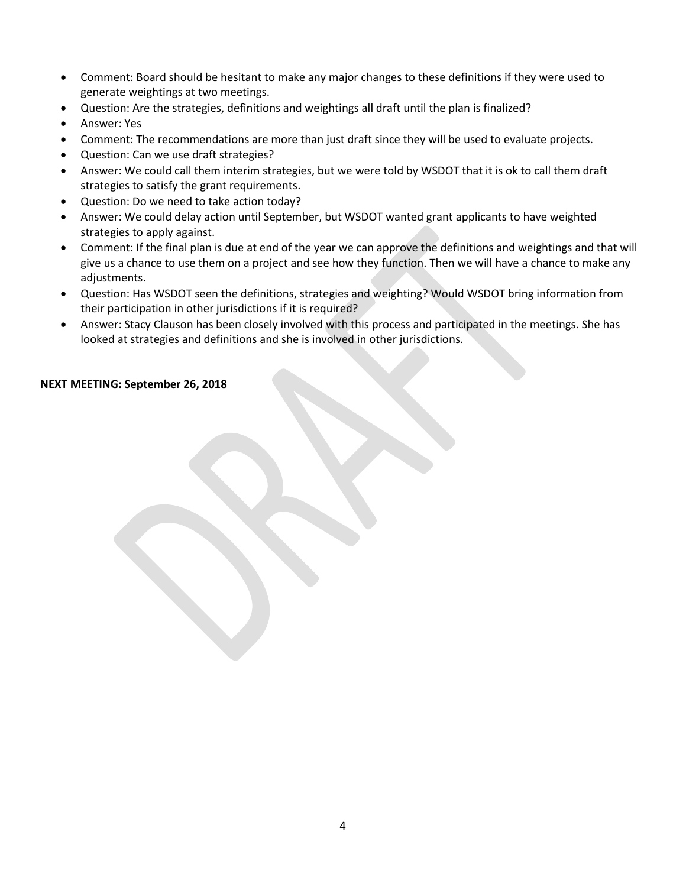- Comment: Board should be hesitant to make any major changes to these definitions if they were used to generate weightings at two meetings.
- Question: Are the strategies, definitions and weightings all draft until the plan is finalized?
- Answer: Yes
- Comment: The recommendations are more than just draft since they will be used to evaluate projects.
- Question: Can we use draft strategies?
- Answer: We could call them interim strategies, but we were told by WSDOT that it is ok to call them draft strategies to satisfy the grant requirements.
- Question: Do we need to take action today?
- Answer: We could delay action until September, but WSDOT wanted grant applicants to have weighted strategies to apply against.
- Comment: If the final plan is due at end of the year we can approve the definitions and weightings and that will give us a chance to use them on a project and see how they function. Then we will have a chance to make any adjustments.
- Question: Has WSDOT seen the definitions, strategies and weighting? Would WSDOT bring information from their participation in other jurisdictions if it is required?
- Answer: Stacy Clauson has been closely involved with this process and participated in the meetings. She has looked at strategies and definitions and she is involved in other jurisdictions.

**NEXT MEETING: September 26, 2018**